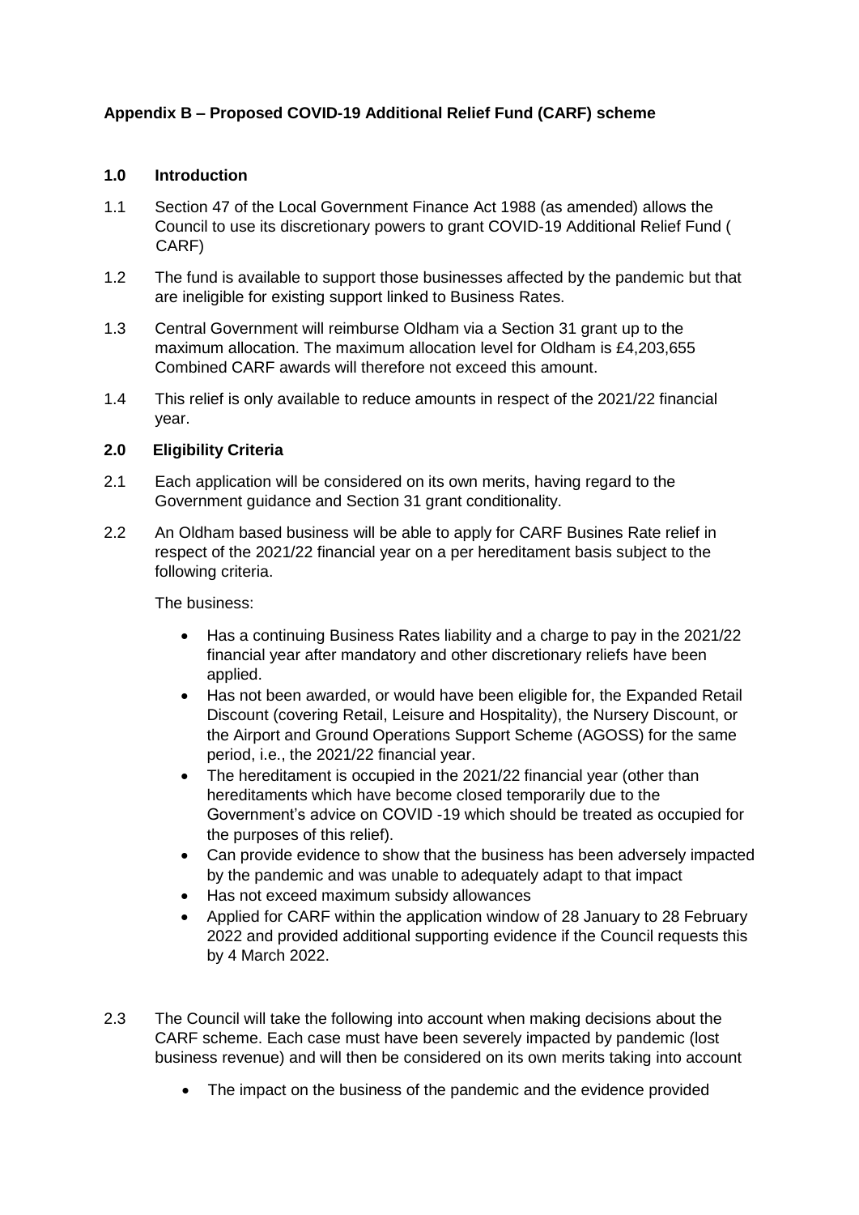**Appendix B – Proposed COVID-19 Additional Relief Fund (CARF) scheme**

**1.0 Introduction**

1.1 Section 47 of the Local Government Finance Act 1988 (as amended) allows the Council to use its discretionary powers to grant COVID-19 Additional Relief Fund ( CARF)

1.2 The fund is available to support those businesses affected by the pandemic but that are ineligible for existing support linked to Business Rates.

1.3 Central Government will reimburse Oldham via a Section 31 grant up to the maximum allocation. The maximum allocation level for Oldham is £4,203,655 Combined CARF awards will therefore not exceed this amount.

1.4 This relief is only available to reduce amounts in respect of the 2021/22 financial year.

**2.0 Eligibility Criteria**

2.1 Each application will be considered on its own merits, having regard to the Government guidance and Section 31 grant conditionality.

2.2 An Oldham based business will be able to apply for CARF Busines Rate relief in respect of the 2021/22 financial year on a per hereditament basis subject to the following criteria.

The business:

- Has a continuing Business Rates liability and a charge to pay in the 2021/22 financial year after mandatory and other discretionary reliefs have been applied.
- Has not been awarded, or would have been eligible for, the Expanded Retail Discount (covering Retail, Leisure and Hospitality), the Nursery Discount, or the Airport and Ground Operations Support Scheme (AGOSS) for the same period, i.e., the 2021/22 financial year.
- The hereditament is occupied in the 2021/22 financial year (other than hereditaments which have become closed temporarily due to the Government's advice on COVID -19 which should be treated as occupied for the purposes of this relief).
- Can provide evidence to show that the business has been adversely impacted by the pandemic and was unable to adequately adapt to that impact
- Has not exceed maximum subsidy allowances
- Applied for CARF within the application window of 28 January to 28 February 2022 and provided additional supporting evidence if the Council requests this by 4 March 2022.

2.3 The Council will take the following into account when making decisions about the CARF scheme. Each case must have been severely impacted by pandemic (lost business revenue) and will then be considered on its own merits taking into account

- The impact on the business of the pandemic and the evidence provided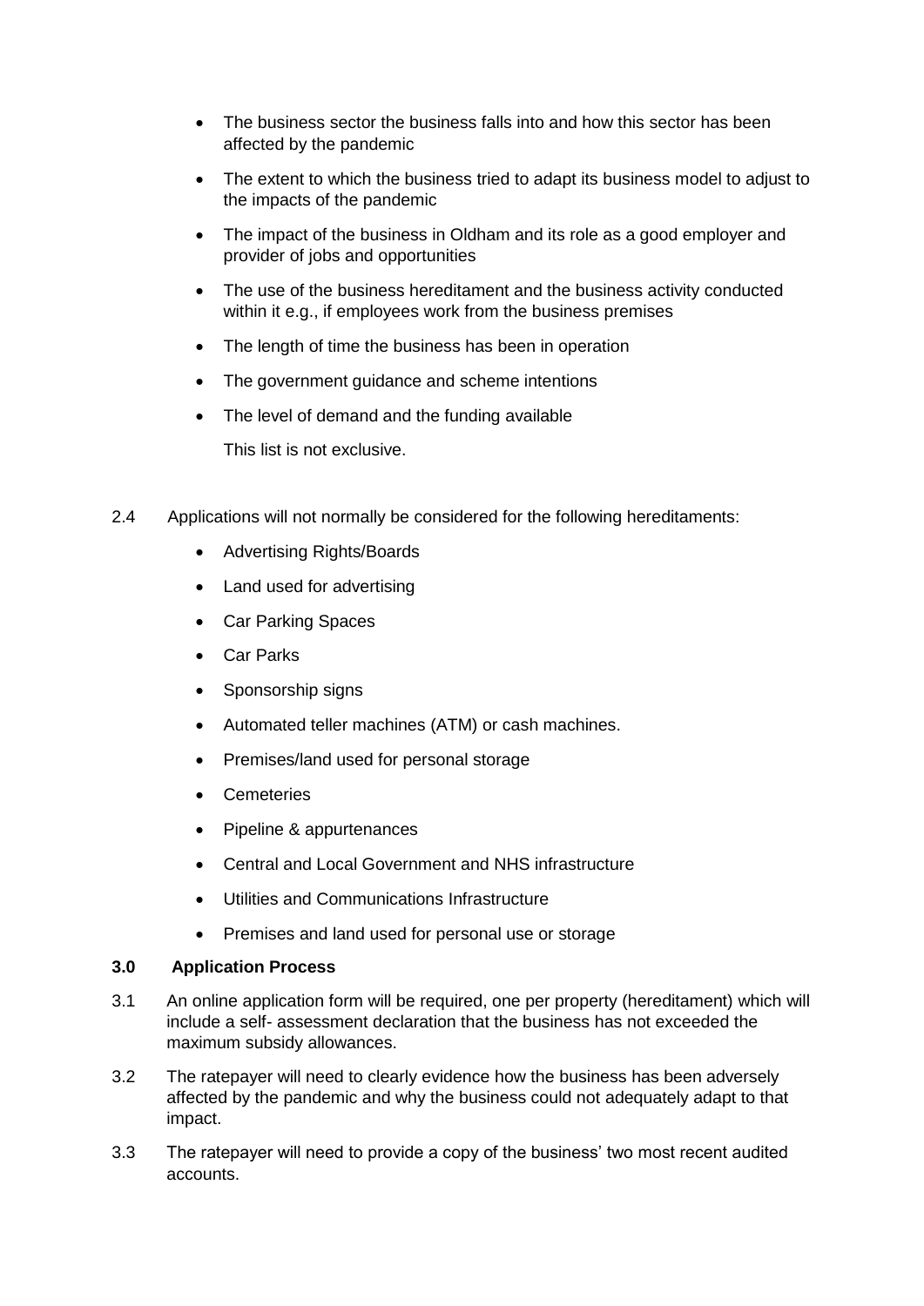- The business sector the business falls into and how this sector has been affected by the pandemic
- The extent to which the business tried to adapt its business model to adjust to the impacts of the pandemic
- The impact of the business in Oldham and its role as a good employer and provider of jobs and opportunities
- The use of the business hereditament and the business activity conducted within it e.g., if employees work from the business premises
- The length of time the business has been in operation
- The government guidance and scheme intentions
- The level of demand and the funding available

  This list is not exclusive.

2.4 Applications will not normally be considered for the following hereditaments:

- Advertising Rights/Boards
- Land used for advertising
- Car Parking Spaces
- Car Parks
- Sponsorship signs
- Automated teller machines (ATM) or cash machines.
- Premises/land used for personal storage
- Cemeteries
- Pipeline & appurtenances
- Central and Local Government and NHS infrastructure
- Utilities and Communications Infrastructure
- Premises and land used for personal use or storage

**3.0 Application Process**

3.1 An online application form will be required, one per property (hereditament) which will include a self- assessment declaration that the business has not exceeded the maximum subsidy allowances.

3.2 The ratepayer will need to clearly evidence how the business has been adversely affected by the pandemic and why the business could not adequately adapt to that impact.

3.3 The ratepayer will need to provide a copy of the business' two most recent audited accounts.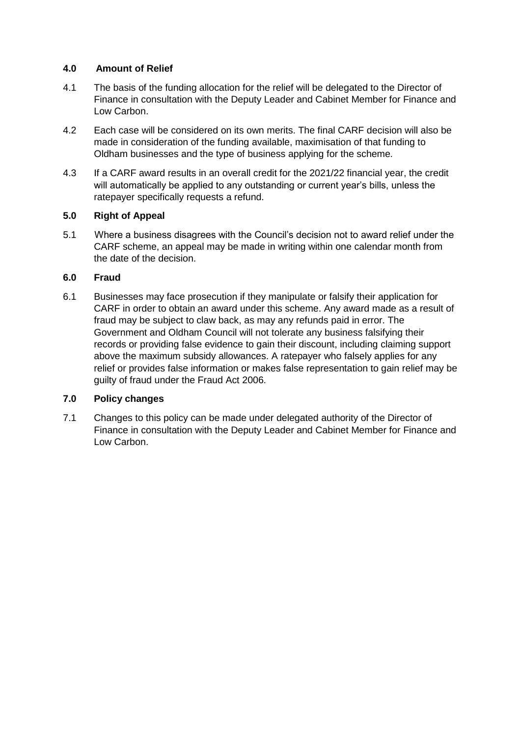## 4.0 Amount of Relief

4.1 The basis of the funding allocation for the relief will be delegated to the Director of Finance in consultation with the Deputy Leader and Cabinet Member for Finance and Low Carbon.

4.2 Each case will be considered on its own merits. The final CARF decision will also be made in consideration of the funding available, maximisation of that funding to Oldham businesses and the type of business applying for the scheme.

4.3 If a CARF award results in an overall credit for the 2021/22 financial year, the credit will automatically be applied to any outstanding or current year's bills, unless the ratepayer specifically requests a refund.

## 5.0 Right of Appeal

5.1 Where a business disagrees with the Council's decision not to award relief under the CARF scheme, an appeal may be made in writing within one calendar month from the date of the decision.

## 6.0 Fraud

6.1 Businesses may face prosecution if they manipulate or falsify their application for CARF in order to obtain an award under this scheme. Any award made as a result of fraud may be subject to claw back, as may any refunds paid in error. The Government and Oldham Council will not tolerate any business falsifying their records or providing false evidence to gain their discount, including claiming support above the maximum subsidy allowances. A ratepayer who falsely applies for any relief or provides false information or makes false representation to gain relief may be guilty of fraud under the Fraud Act 2006.

## 7.0 Policy changes

7.1 Changes to this policy can be made under delegated authority of the Director of Finance in consultation with the Deputy Leader and Cabinet Member for Finance and Low Carbon.